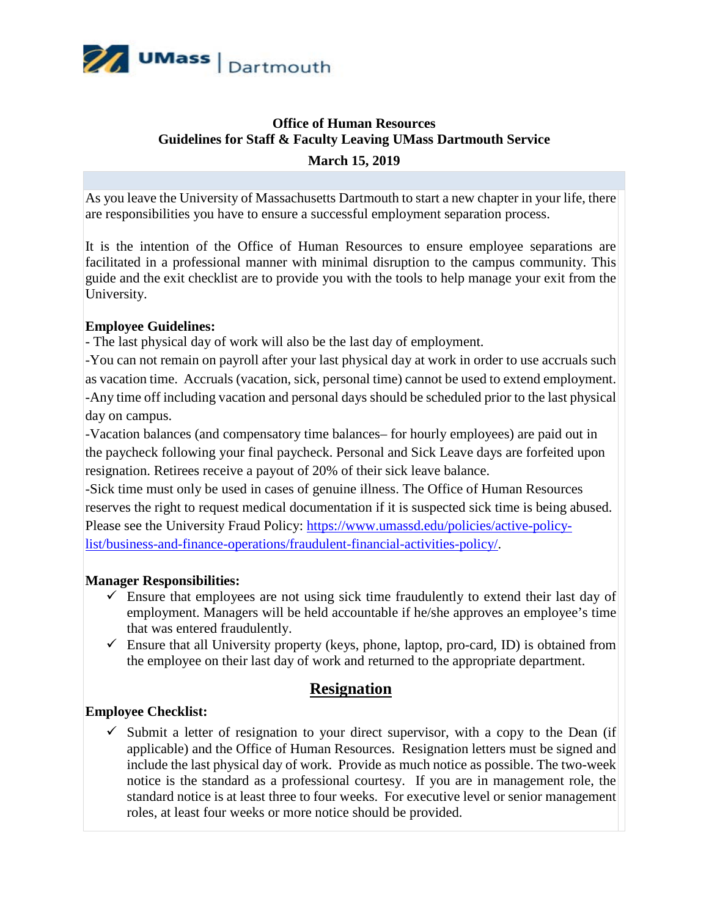UMass | Dartmouth

**Office of Human Resources**
**Guidelines for Staff & Faculty Leaving UMass Dartmouth Service**

**March 15, 2019**

As you leave the University of Massachusetts Dartmouth to start a new chapter in your life, there are responsibilities you have to ensure a successful employment separation process.

It is the intention of the Office of Human Resources to ensure employee separations are facilitated in a professional manner with minimal disruption to the campus community. This guide and the exit checklist are to provide you with the tools to help manage your exit from the University.

**Employee Guidelines:**

- The last physical day of work will also be the last day of employment.
- You can not remain on payroll after your last physical day at work in order to use accruals such as vacation time. Accruals (vacation, sick, personal time) cannot be used to extend employment.
- Any time off including vacation and personal days should be scheduled prior to the last physical day on campus.
- Vacation balances (and compensatory time balances– for hourly employees) are paid out in the paycheck following your final paycheck. Personal and Sick Leave days are forfeited upon resignation. Retirees receive a payout of 20% of their sick leave balance.
- Sick time must only be used in cases of genuine illness. The Office of Human Resources reserves the right to request medical documentation if it is suspected sick time is being abused. Please see the University Fraud Policy: [https://www.umassd.edu/policies/active-policy-list/business-and-finance-operations/fraudulent-financial-activities-policy/](https://www.umassd.edu/policies/active-policy-list/business-and-finance-operations/fraudulent-financial-activities-policy/).

**Manager Responsibilities:**

- ✓ Ensure that employees are not using sick time fraudulently to extend their last day of employment. Managers will be held accountable if he/she approves an employee's time that was entered fraudulently.
- ✓ Ensure that all University property (keys, phone, laptop, pro-card, ID) is obtained from the employee on their last day of work and returned to the appropriate department.

## Resignation

**Employee Checklist:**

- ✓ Submit a letter of resignation to your direct supervisor, with a copy to the Dean (if applicable) and the Office of Human Resources. Resignation letters must be signed and include the last physical day of work. Provide as much notice as possible. The two-week notice is the standard as a professional courtesy. If you are in management role, the standard notice is at least three to four weeks. For executive level or senior management roles, at least four weeks or more notice should be provided.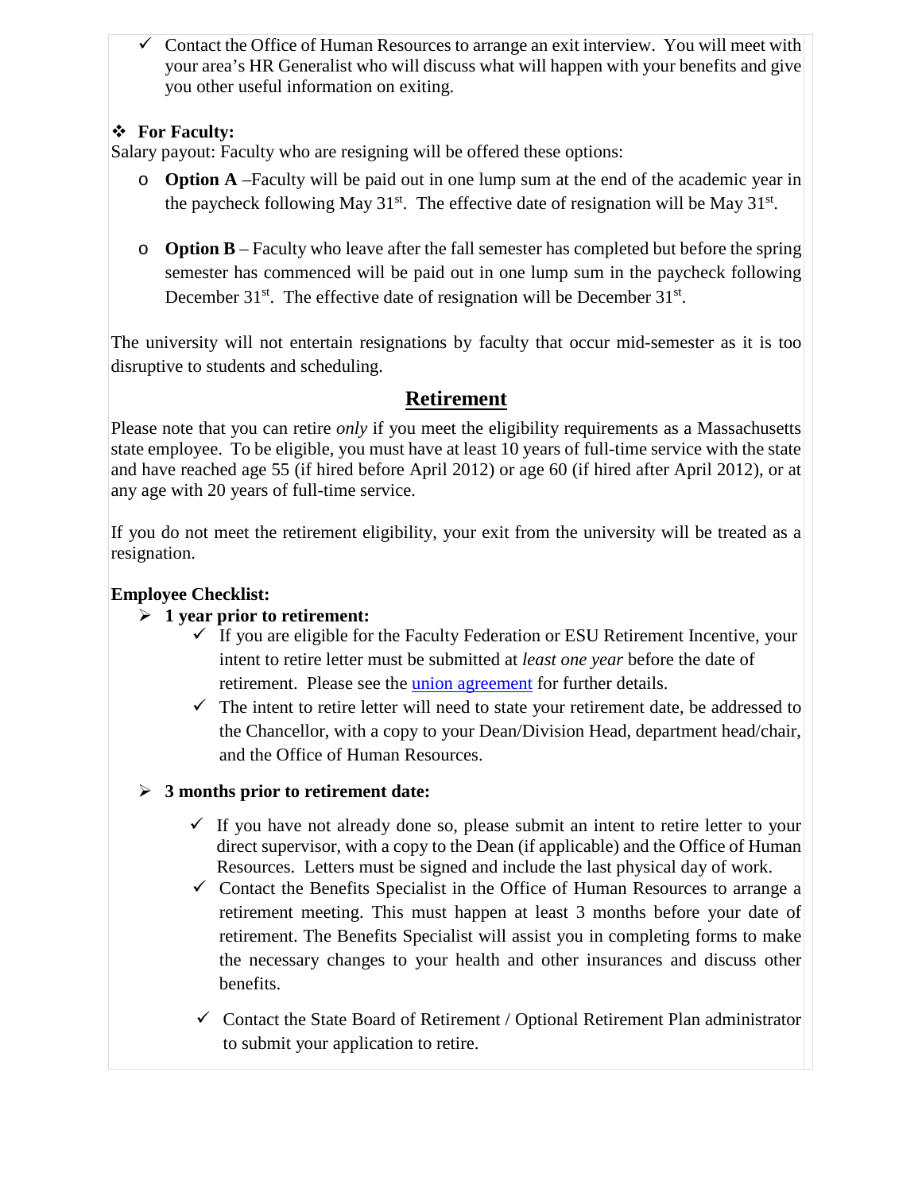- ✓ Contact the Office of Human Resources to arrange an exit interview. You will meet with your area's HR Generalist who will discuss what will happen with your benefits and give you other useful information on exiting.

❖ **For Faculty:**

Salary payout: Faculty who are resigning will be offered these options:

- **Option A** –Faculty will be paid out in one lump sum at the end of the academic year in the paycheck following May 31st. The effective date of resignation will be May 31st.

- **Option B** – Faculty who leave after the fall semester has completed but before the spring semester has commenced will be paid out in one lump sum in the paycheck following December 31st. The effective date of resignation will be December 31st.

The university will not entertain resignations by faculty that occur mid-semester as it is too disruptive to students and scheduling.

## Retirement

Please note that you can retire *only* if you meet the eligibility requirements as a Massachusetts state employee. To be eligible, you must have at least 10 years of full-time service with the state and have reached age 55 (if hired before April 2012) or age 60 (if hired after April 2012), or at any age with 20 years of full-time service.

If you do not meet the retirement eligibility, your exit from the university will be treated as a resignation.

**Employee Checklist:**

- **1 year prior to retirement:**
  - ✓ If you are eligible for the Faculty Federation or ESU Retirement Incentive, your intent to retire letter must be submitted at *least one year* before the date of retirement. Please see the [union agreement]() for further details.
  - ✓ The intent to retire letter will need to state your retirement date, be addressed to the Chancellor, with a copy to your Dean/Division Head, department head/chair, and the Office of Human Resources.

- **3 months prior to retirement date:**
  - ✓ If you have not already done so, please submit an intent to retire letter to your direct supervisor, with a copy to the Dean (if applicable) and the Office of Human Resources. Letters must be signed and include the last physical day of work.
  - ✓ Contact the Benefits Specialist in the Office of Human Resources to arrange a retirement meeting. This must happen at least 3 months before your date of retirement. The Benefits Specialist will assist you in completing forms to make the necessary changes to your health and other insurances and discuss other benefits.
  - ✓ Contact the State Board of Retirement / Optional Retirement Plan administrator to submit your application to retire.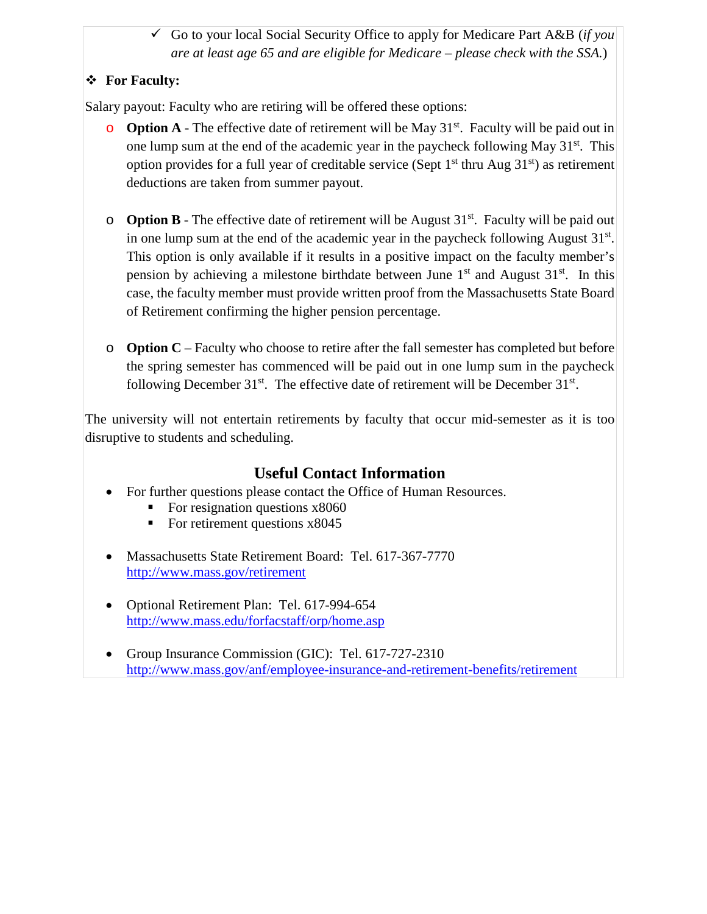- ✓ Go to your local Social Security Office to apply for Medicare Part A&B (*if you are at least age 65 and are eligible for Medicare – please check with the SSA.*)

❖ **For Faculty:**

Salary payout: Faculty who are retiring will be offered these options:

- **Option A** - The effective date of retirement will be May 31st. Faculty will be paid out in one lump sum at the end of the academic year in the paycheck following May 31st. This option provides for a full year of creditable service (Sept 1st thru Aug 31st) as retirement deductions are taken from summer payout.

- **Option B** - The effective date of retirement will be August 31st. Faculty will be paid out in one lump sum at the end of the academic year in the paycheck following August 31st. This option is only available if it results in a positive impact on the faculty member's pension by achieving a milestone birthdate between June 1st and August 31st. In this case, the faculty member must provide written proof from the Massachusetts State Board of Retirement confirming the higher pension percentage.

- **Option C** – Faculty who choose to retire after the fall semester has completed but before the spring semester has commenced will be paid out in one lump sum in the paycheck following December 31st. The effective date of retirement will be December 31st.

The university will not entertain retirements by faculty that occur mid-semester as it is too disruptive to students and scheduling.

## Useful Contact Information

- For further questions please contact the Office of Human Resources.
  - For resignation questions x8060
  - For retirement questions x8045

- Massachusetts State Retirement Board: Tel. 617-367-7770
  http://www.mass.gov/retirement

- Optional Retirement Plan: Tel. 617-994-654
  http://www.mass.edu/forfacstaff/orp/home.asp

- Group Insurance Commission (GIC): Tel. 617-727-2310
  http://www.mass.gov/anf/employee-insurance-and-retirement-benefits/retirement